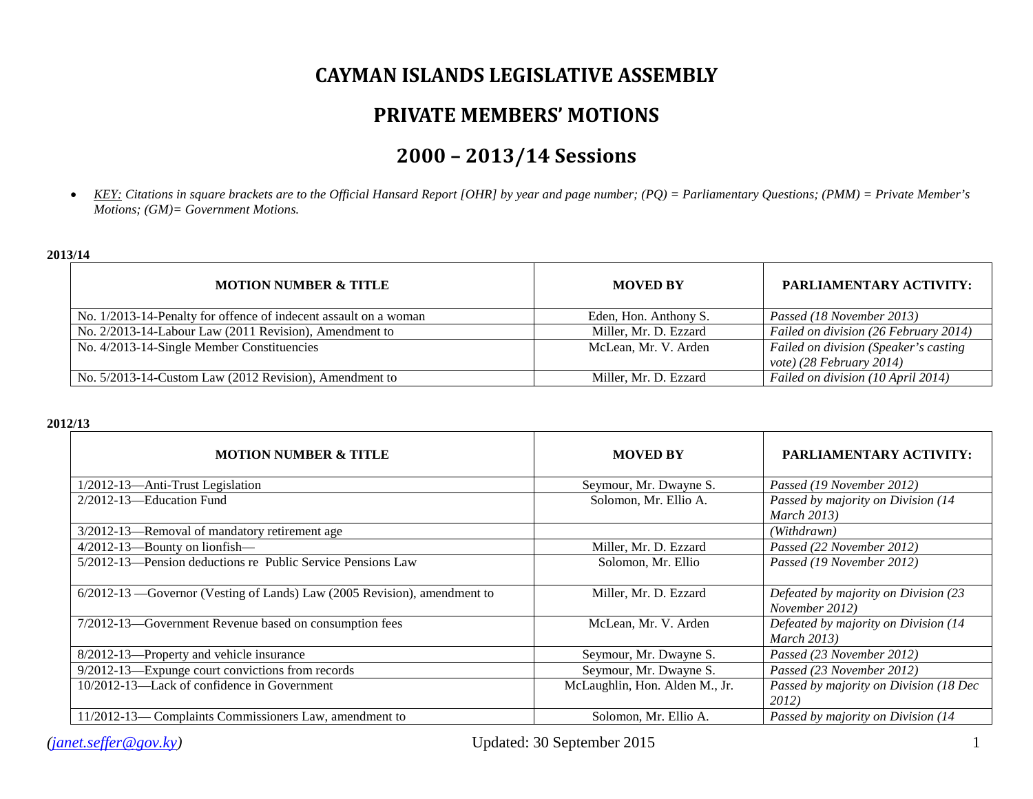# CAYMAN ISLANDS LEGISLATIVE ASSEMBLY

## PRIVATE MEMBERS' MOTIONS

## 2000 – 2013/14 Sessions

- *KEY: Citations in square brackets are to the Official Hansard Report [OHR] by year and page number; (PQ) = Parliamentary Questions; (PMM) = Private Member's Motions; (GM)= Government Motions.*

**2013/14**

| MOTION NUMBER & TITLE | MOVED BY | PARLIAMENTARY ACTIVITY: |
|---|---|---|
| No. 1/2013-14-Penalty for offence of indecent assault on a woman | Eden, Hon. Anthony S. | *Passed (18 November 2013)* |
| No. 2/2013-14-Labour Law (2011 Revision), Amendment to | Miller, Mr. D. Ezzard | *Failed on division (26 February 2014)* |
| No. 4/2013-14-Single Member Constituencies | McLean, Mr. V. Arden | *Failed on division (Speaker's casting vote) (28 February 2014)* |
| No. 5/2013-14-Custom Law (2012 Revision), Amendment to | Miller, Mr. D. Ezzard | *Failed on division (10 April 2014)* |

**2012/13**

| MOTION NUMBER & TITLE | MOVED BY | PARLIAMENTARY ACTIVITY: |
|---|---|---|
| 1/2012-13—Anti-Trust Legislation | Seymour, Mr. Dwayne S. | *Passed (19 November 2012)* |
| 2/2012-13—Education Fund | Solomon, Mr. Ellio A. | *Passed by majority on Division (14 March 2013)* |
| 3/2012-13—Removal of mandatory retirement age | | *(Withdrawn)* |
| 4/2012-13—Bounty on lionfish— | Miller, Mr. D. Ezzard | *Passed (22 November 2012)* |
| 5/2012-13—Pension deductions re Public Service Pensions Law | Solomon, Mr. Ellio | *Passed (19 November 2012)* |
| 6/2012-13 —Governor (Vesting of Lands) Law (2005 Revision), amendment to | Miller, Mr. D. Ezzard | *Defeated by majority on Division (23 November 2012)* |
| 7/2012-13—Government Revenue based on consumption fees | McLean, Mr. V. Arden | *Defeated by majority on Division (14 March 2013)* |
| 8/2012-13—Property and vehicle insurance | Seymour, Mr. Dwayne S. | *Passed (23 November 2012)* |
| 9/2012-13—Expunge court convictions from records | Seymour, Mr. Dwayne S. | *Passed (23 November 2012)* |
| 10/2012-13—Lack of confidence in Government | McLaughlin, Hon. Alden M., Jr. | *Passed by majority on Division (18 Dec 2012)* |
| 11/2012-13— Complaints Commissioners Law, amendment to | Solomon, Mr. Ellio A. | *Passed by majority on Division (14* |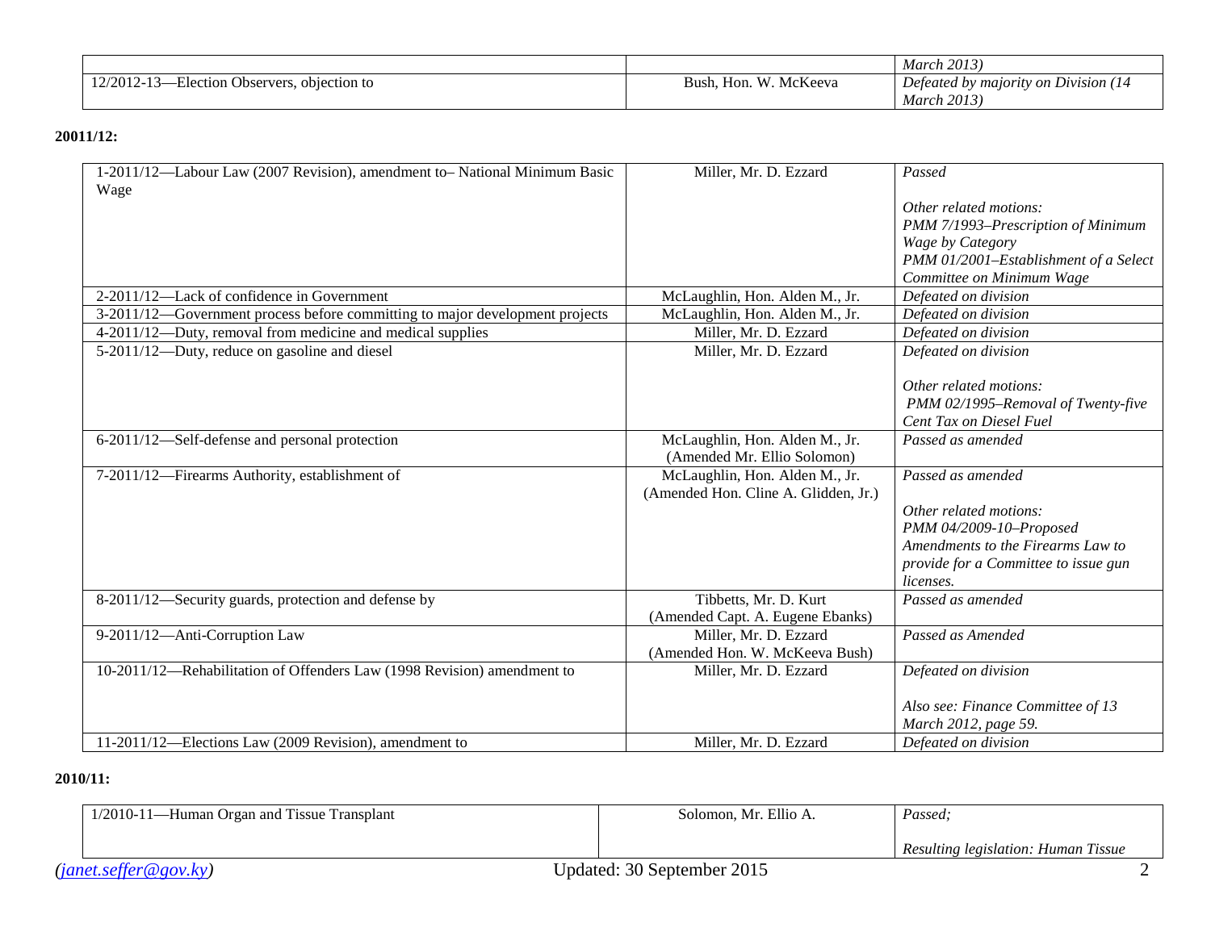| | | *March 2013)* |
|---|---|---|
| 12/2012-13—Election Observers, objection to | Bush, Hon. W. McKeeva | *Defeated by majority on Division (14 March 2013)* |

**20011/12:**

| | | |
|---|---|---|
| 1-2011/12—Labour Law (2007 Revision), amendment to– National Minimum Basic Wage | Miller, Mr. D. Ezzard | *Passed*<br><br>*Other related motions:*<br>*PMM 7/1993–Prescription of Minimum Wage by Category*<br>*PMM 01/2001–Establishment of a Select Committee on Minimum Wage* |
| 2-2011/12—Lack of confidence in Government | McLaughlin, Hon. Alden M., Jr. | *Defeated on division* |
| 3-2011/12—Government process before committing to major development projects | McLaughlin, Hon. Alden M., Jr. | *Defeated on division* |
| 4-2011/12—Duty, removal from medicine and medical supplies | Miller, Mr. D. Ezzard | *Defeated on division* |
| 5-2011/12—Duty, reduce on gasoline and diesel | Miller, Mr. D. Ezzard | *Defeated on division*<br><br>*Other related motions:*<br>*PMM 02/1995–Removal of Twenty-five Cent Tax on Diesel Fuel* |
| 6-2011/12—Self-defense and personal protection | McLaughlin, Hon. Alden M., Jr.<br>(Amended Mr. Ellio Solomon) | *Passed as amended* |
| 7-2011/12—Firearms Authority, establishment of | McLaughlin, Hon. Alden M., Jr.<br>(Amended Hon. Cline A. Glidden, Jr.) | *Passed as amended*<br><br>*Other related motions:*<br>*PMM 04/2009-10–Proposed Amendments to the Firearms Law to provide for a Committee to issue gun licenses.* |
| 8-2011/12—Security guards, protection and defense by | Tibbetts, Mr. D. Kurt<br>(Amended Capt. A. Eugene Ebanks) | *Passed as amended* |
| 9-2011/12—Anti-Corruption Law | Miller, Mr. D. Ezzard<br>(Amended Hon. W. McKeeva Bush) | *Passed as Amended* |
| 10-2011/12—Rehabilitation of Offenders Law (1998 Revision) amendment to | Miller, Mr. D. Ezzard | *Defeated on division*<br><br>*Also see: Finance Committee of 13 March 2012, page 59.* |
| 11-2011/12—Elections Law (2009 Revision), amendment to | Miller, Mr. D. Ezzard | *Defeated on division* |

**2010/11:**

| | | |
|---|---|---|
| 1/2010-11—Human Organ and Tissue Transplant | Solomon, Mr. Ellio A. | *Passed;*<br><br>*Resulting legislation: Human Tissue* |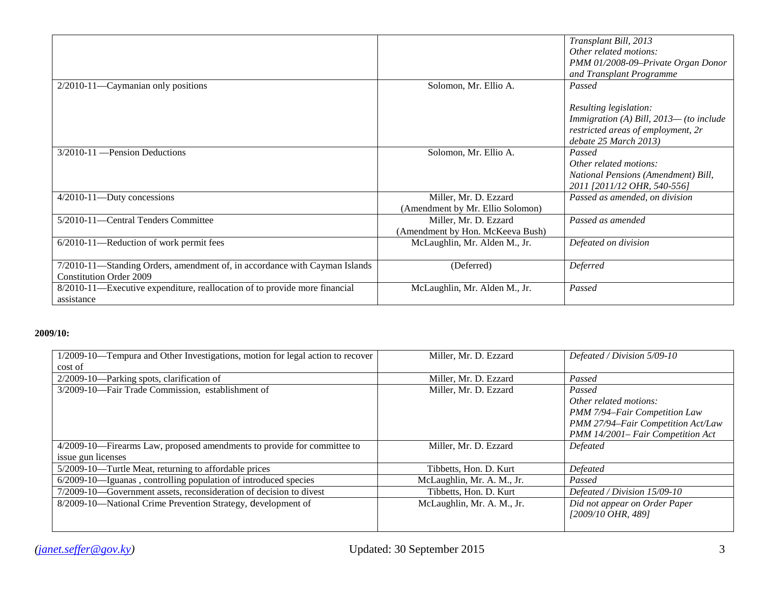| | | |
|---|---|---|
| | | *Transplant Bill, 2013*<br>*Other related motions:*<br>*PMM 01/2008-09–Private Organ Donor and Transplant Programme* |
| 2/2010-11—Caymanian only positions | Solomon, Mr. Ellio A. | *Passed*<br><br>*Resulting legislation:*<br>*Immigration (A) Bill, 2013— (to include restricted areas of employment, 2r debate 25 March 2013)* |
| 3/2010-11 —Pension Deductions | Solomon, Mr. Ellio A. | *Passed*<br>*Other related motions:*<br>*National Pensions (Amendment) Bill, 2011 [2011/12 OHR, 540-556]* |
| 4/2010-11—Duty concessions | Miller, Mr. D. Ezzard<br>(Amendment by Mr. Ellio Solomon) | *Passed as amended, on division* |
| 5/2010-11—Central Tenders Committee | Miller, Mr. D. Ezzard<br>(Amendment by Hon. McKeeva Bush) | *Passed as amended* |
| 6/2010-11—Reduction of work permit fees | McLaughlin, Mr. Alden M., Jr. | *Defeated on division* |
| 7/2010-11—Standing Orders, amendment of, in accordance with Cayman Islands Constitution Order 2009 | (Deferred) | *Deferred* |
| 8/2010-11—Executive expenditure, reallocation of to provide more financial assistance | McLaughlin, Mr. Alden M., Jr. | *Passed* |

**2009/10:**

| | | |
|---|---|---|
| 1/2009-10—Tempura and Other Investigations, motion for legal action to recover cost of | Miller, Mr. D. Ezzard | *Defeated / Division 5/09-10* |
| 2/2009-10—Parking spots, clarification of | Miller, Mr. D. Ezzard | *Passed* |
| 3/2009-10—Fair Trade Commission, establishment of | Miller, Mr. D. Ezzard | *Passed*<br>*Other related motions:*<br>*PMM 7/94–Fair Competition Law*<br>*PMM 27/94–Fair Competition Act/Law*<br>*PMM 14/2001– Fair Competition Act* |
| 4/2009-10—Firearms Law, proposed amendments to provide for committee to issue gun licenses | Miller, Mr. D. Ezzard | *Defeated* |
| 5/2009-10—Turtle Meat, returning to affordable prices | Tibbetts, Hon. D. Kurt | *Defeated* |
| 6/2009-10—Iguanas , controlling population of introduced species | McLaughlin, Mr. A. M., Jr. | *Passed* |
| 7/2009-10—Government assets, reconsideration of decision to divest | Tibbetts, Hon. D. Kurt | *Defeated / Division 15/09-10* |
| 8/2009-10—National Crime Prevention Strategy, development of | McLaughlin, Mr. A. M., Jr. | *Did not appear on Order Paper [2009/10 OHR, 489]* |

*(janet.seffer@gov.ky)* Updated: 30 September 2015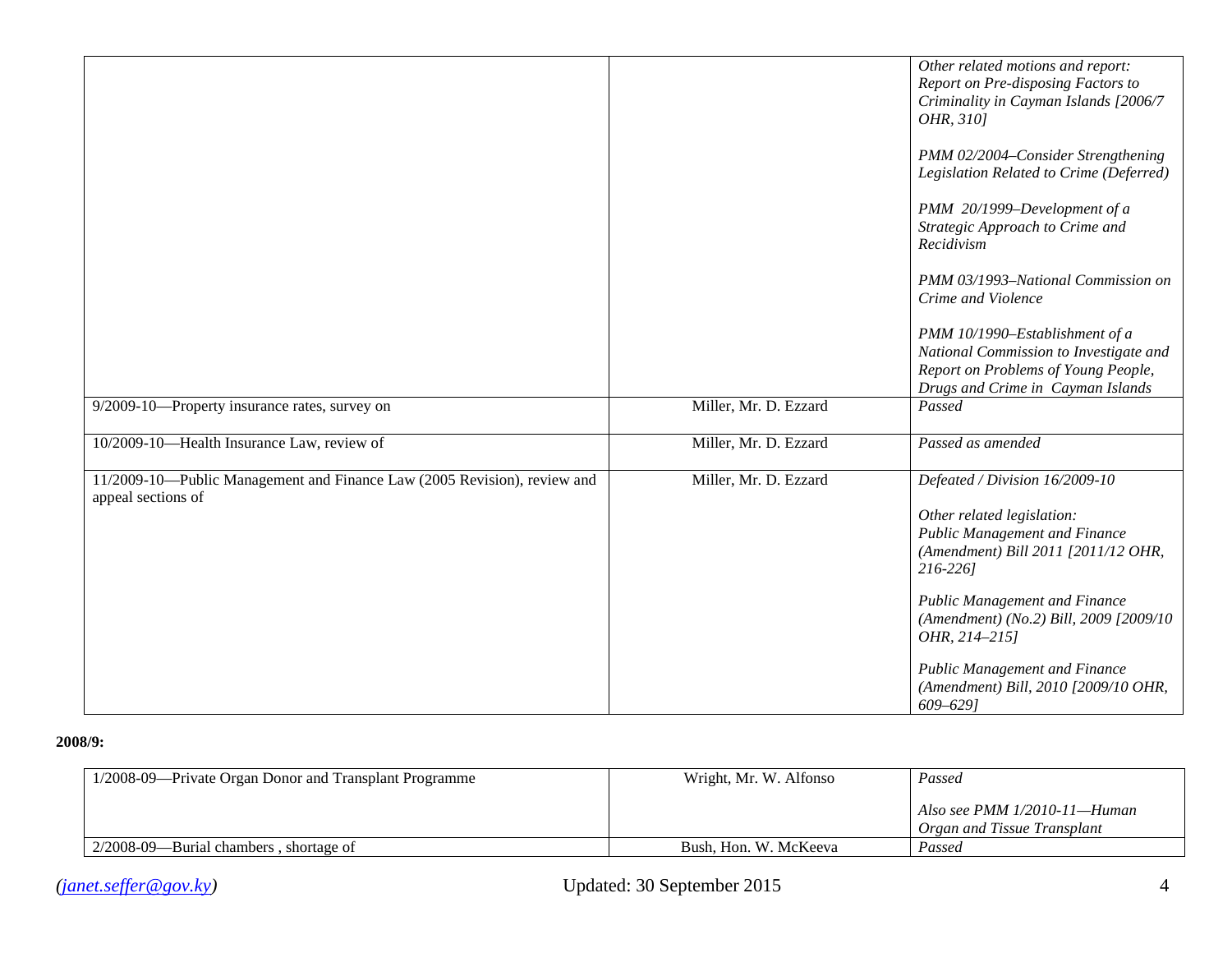| | | |
|---|---|---|
| | | *Other related motions and report:* *Report on Pre-disposing Factors to Criminality in Cayman Islands [2006/7 OHR, 310]*<br><br>*PMM 02/2004–Consider Strengthening Legislation Related to Crime (Deferred)*<br><br>*PMM 20/1999–Development of a Strategic Approach to Crime and Recidivism*<br><br>*PMM 03/1993–National Commission on Crime and Violence*<br><br>*PMM 10/1990–Establishment of a National Commission to Investigate and Report on Problems of Young People, Drugs and Crime in Cayman Islands* |
| 9/2009-10—Property insurance rates, survey on | Miller, Mr. D. Ezzard | *Passed* |
| 10/2009-10—Health Insurance Law, review of | Miller, Mr. D. Ezzard | *Passed as amended* |
| 11/2009-10—Public Management and Finance Law (2005 Revision), review and appeal sections of | Miller, Mr. D. Ezzard | *Defeated / Division 16/2009-10*<br><br>*Other related legislation:* *Public Management and Finance (Amendment) Bill 2011 [2011/12 OHR, 216-226]*<br><br>*Public Management and Finance (Amendment) (No.2) Bill, 2009 [2009/10 OHR, 214–215]*<br><br>*Public Management and Finance (Amendment) Bill, 2010 [2009/10 OHR, 609–629]* |

**2008/9:**

| | | |
|---|---|---|
| 1/2008-09—Private Organ Donor and Transplant Programme | Wright, Mr. W. Alfonso | *Passed*<br><br>*Also see PMM 1/2010-11—Human Organ and Tissue Transplant* |
| 2/2008-09—Burial chambers , shortage of | Bush, Hon. W. McKeeva | *Passed* |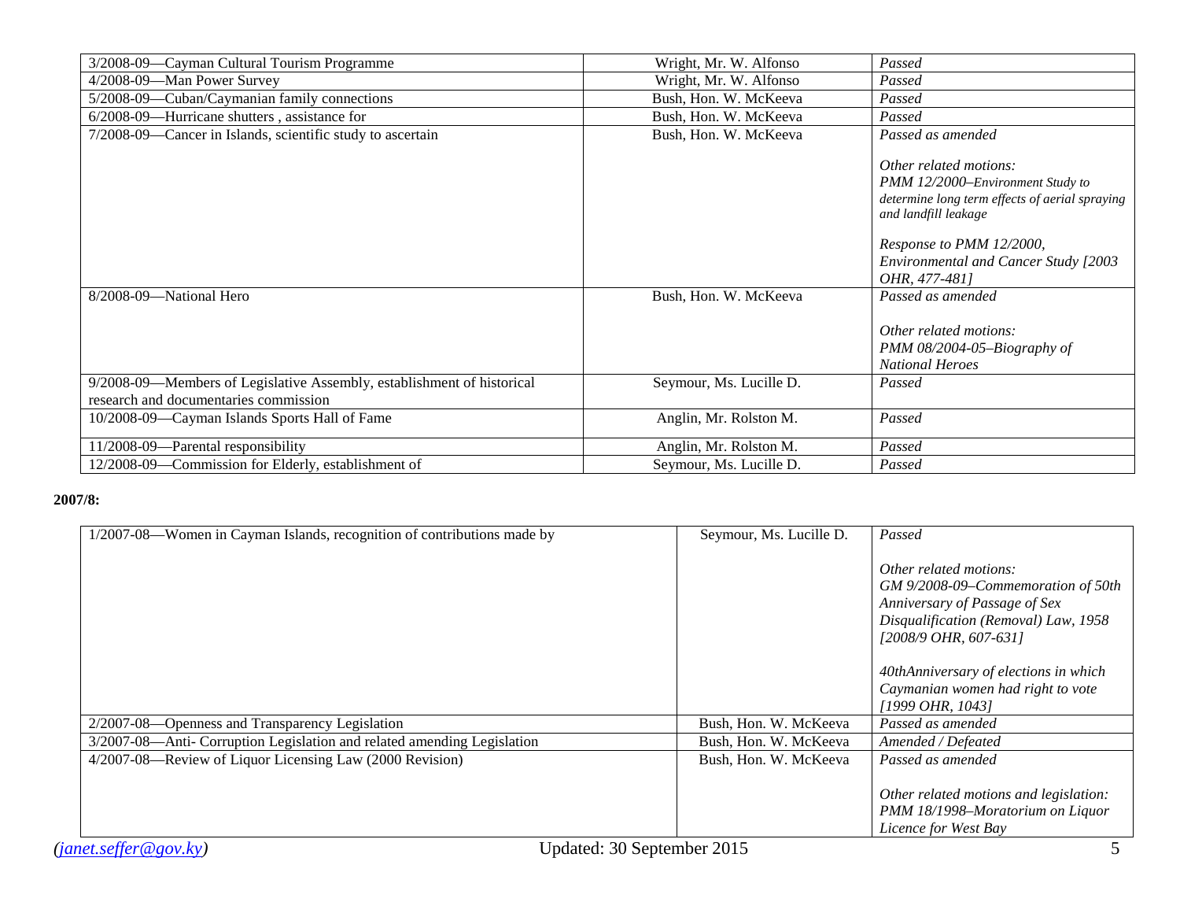| | | |
|---|---|---|
| 3/2008-09—Cayman Cultural Tourism Programme | Wright, Mr. W. Alfonso | *Passed* |
| 4/2008-09—Man Power Survey | Wright, Mr. W. Alfonso | *Passed* |
| 5/2008-09—Cuban/Caymanian family connections | Bush, Hon. W. McKeeva | *Passed* |
| 6/2008-09—Hurricane shutters , assistance for | Bush, Hon. W. McKeeva | *Passed* |
| 7/2008-09—Cancer in Islands, scientific study to ascertain | Bush, Hon. W. McKeeva | *Passed as amended*<br><br>*Other related motions:*<br>*PMM 12/2000–Environment Study to determine long term effects of aerial spraying and landfill leakage*<br><br>*Response to PMM 12/2000, Environmental and Cancer Study [2003 OHR, 477-481]* |
| 8/2008-09—National Hero | Bush, Hon. W. McKeeva | *Passed as amended*<br><br>*Other related motions:*<br>*PMM 08/2004-05–Biography of National Heroes* |
| 9/2008-09—Members of Legislative Assembly, establishment of historical research and documentaries commission | Seymour, Ms. Lucille D. | *Passed* |
| 10/2008-09—Cayman Islands Sports Hall of Fame | Anglin, Mr. Rolston M. | *Passed* |
| 11/2008-09—Parental responsibility | Anglin, Mr. Rolston M. | *Passed* |
| 12/2008-09—Commission for Elderly, establishment of | Seymour, Ms. Lucille D. | *Passed* |

**2007/8:**

| | | |
|---|---|---|
| 1/2007-08—Women in Cayman Islands, recognition of contributions made by | Seymour, Ms. Lucille D. | *Passed*<br><br>*Other related motions:*<br>*GM 9/2008-09–Commemoration of 50th Anniversary of Passage of Sex Disqualification (Removal) Law, 1958 [2008/9 OHR, 607-631]*<br><br>*40thAnniversary of elections in which Caymanian women had right to vote [1999 OHR, 1043]* |
| 2/2007-08—Openness and Transparency Legislation | Bush, Hon. W. McKeeva | *Passed as amended* |
| 3/2007-08—Anti- Corruption Legislation and related amending Legislation | Bush, Hon. W. McKeeva | *Amended / Defeated* |
| 4/2007-08—Review of Liquor Licensing Law (2000 Revision) | Bush, Hon. W. McKeeva | *Passed as amended*<br><br>*Other related motions and legislation:*<br>*PMM 18/1998–Moratorium on Liquor Licence for West Bay* |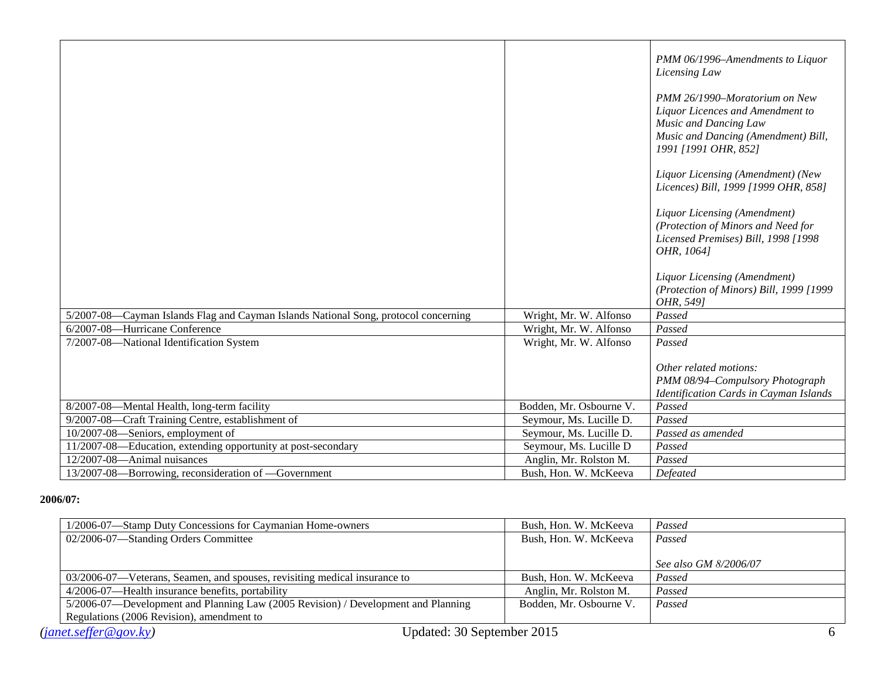| | | |
|---|---|---|
| | | *PMM 06/1996–Amendments to Liquor Licensing Law*<br><br>*PMM 26/1990–Moratorium on New Liquor Licences and Amendment to Music and Dancing Law*<br>*Music and Dancing (Amendment) Bill, 1991 [1991 OHR, 852]*<br><br>*Liquor Licensing (Amendment) (New Licences) Bill, 1999 [1999 OHR, 858]*<br><br>*Liquor Licensing (Amendment) (Protection of Minors and Need for Licensed Premises) Bill, 1998 [1998 OHR, 1064]*<br><br>*Liquor Licensing (Amendment) (Protection of Minors) Bill, 1999 [1999 OHR, 549]* |
| 5/2007-08—Cayman Islands Flag and Cayman Islands National Song, protocol concerning | Wright, Mr. W. Alfonso | *Passed* |
| 6/2007-08—Hurricane Conference | Wright, Mr. W. Alfonso | *Passed* |
| 7/2007-08—National Identification System | Wright, Mr. W. Alfonso | *Passed*<br><br>*Other related motions:*<br>*PMM 08/94–Compulsory Photograph Identification Cards in Cayman Islands* |
| 8/2007-08—Mental Health, long-term facility | Bodden, Mr. Osbourne V. | *Passed* |
| 9/2007-08—Craft Training Centre, establishment of | Seymour, Ms. Lucille D. | *Passed* |
| 10/2007-08—Seniors, employment of | Seymour, Ms. Lucille D. | *Passed as amended* |
| 11/2007-08—Education, extending opportunity at post-secondary | Seymour, Ms. Lucille D | *Passed* |
| 12/2007-08—Animal nuisances | Anglin, Mr. Rolston M. | *Passed* |
| 13/2007-08—Borrowing, reconsideration of —Government | Bush, Hon. W. McKeeva | *Defeated* |

**2006/07:**

| | | |
|---|---|---|
| 1/2006-07—Stamp Duty Concessions for Caymanian Home-owners | Bush, Hon. W. McKeeva | *Passed* |
| 02/2006-07—Standing Orders Committee | Bush, Hon. W. McKeeva | *Passed*<br><br>*See also GM 8/2006/07* |
| 03/2006-07—Veterans, Seamen, and spouses, revisiting medical insurance to | Bush, Hon. W. McKeeva | *Passed* |
| 4/2006-07—Health insurance benefits, portability | Anglin, Mr. Rolston M. | *Passed* |
| 5/2006-07—Development and Planning Law (2005 Revision) / Development and Planning Regulations (2006 Revision), amendment to | Bodden, Mr. Osbourne V. | *Passed* |

*(janet.seffer@gov.ky)* Updated: 30 September 2015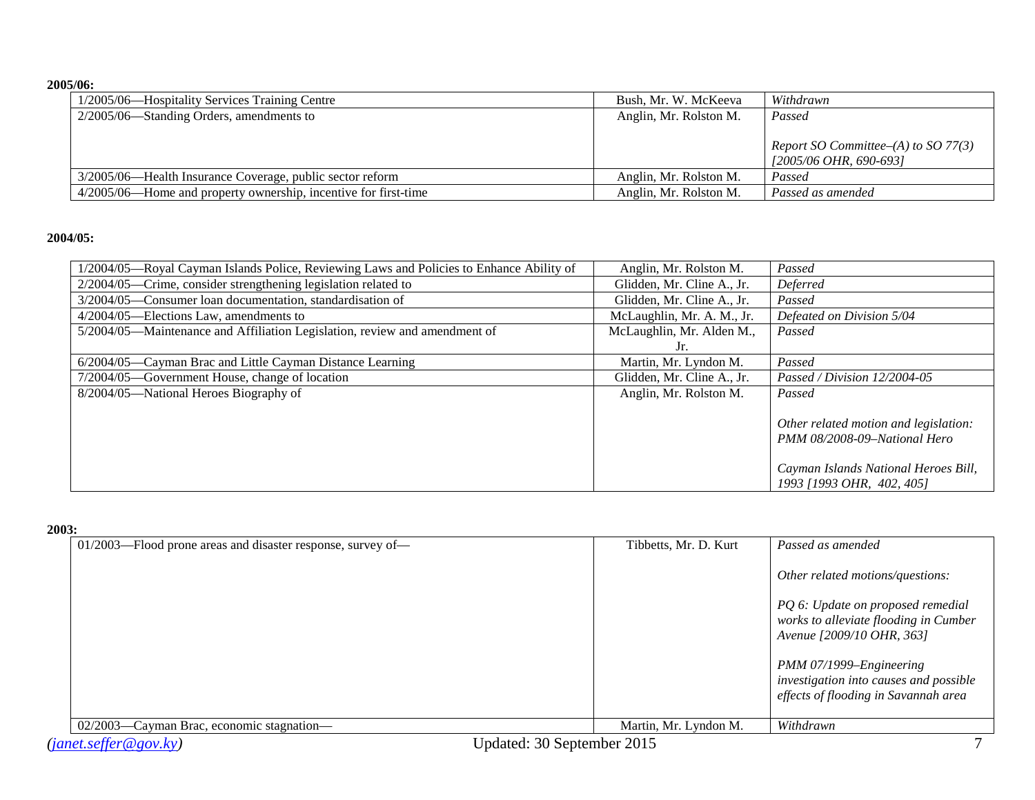**2005/06:**

| | | |
|---|---|---|
| 1/2005/06—Hospitality Services Training Centre | Bush, Mr. W. McKeeva | *Withdrawn* |
| 2/2005/06—Standing Orders, amendments to | Anglin, Mr. Rolston M. | *Passed*<br><br>*Report SO Committee–(A) to SO 77(3) [2005/06 OHR, 690-693]* |
| 3/2005/06—Health Insurance Coverage, public sector reform | Anglin, Mr. Rolston M. | *Passed* |
| 4/2005/06—Home and property ownership, incentive for first-time | Anglin, Mr. Rolston M. | *Passed as amended* |

**2004/05:**

| | | |
|---|---|---|
| 1/2004/05—Royal Cayman Islands Police, Reviewing Laws and Policies to Enhance Ability of | Anglin, Mr. Rolston M. | *Passed* |
| 2/2004/05—Crime, consider strengthening legislation related to | Glidden, Mr. Cline A., Jr. | *Deferred* |
| 3/2004/05—Consumer loan documentation, standardisation of | Glidden, Mr. Cline A., Jr. | *Passed* |
| 4/2004/05—Elections Law, amendments to | McLaughlin, Mr. A. M., Jr. | *Defeated on Division 5/04* |
| 5/2004/05—Maintenance and Affiliation Legislation, review and amendment of | McLaughlin, Mr. Alden M., Jr. | *Passed* |
| 6/2004/05—Cayman Brac and Little Cayman Distance Learning | Martin, Mr. Lyndon M. | *Passed* |
| 7/2004/05—Government House, change of location | Glidden, Mr. Cline A., Jr. | *Passed / Division 12/2004-05* |
| 8/2004/05—National Heroes Biography of | Anglin, Mr. Rolston M. | *Passed*<br><br>*Other related motion and legislation: PMM 08/2008-09–National Hero*<br><br>*Cayman Islands National Heroes Bill, 1993 [1993 OHR, 402, 405]* |

**2003:**

| | | |
|---|---|---|
| 01/2003—Flood prone areas and disaster response, survey of— | Tibbetts, Mr. D. Kurt | *Passed as amended*<br><br>*Other related motions/questions:*<br><br>*PQ 6: Update on proposed remedial works to alleviate flooding in Cumber Avenue [2009/10 OHR, 363]*<br><br>*PMM 07/1999–Engineering investigation into causes and possible effects of flooding in Savannah area* |
| 02/2003—Cayman Brac, economic stagnation— | Martin, Mr. Lyndon M. | *Withdrawn* |

*(janet.seffer@gov.ky)* Updated: 30 September 2015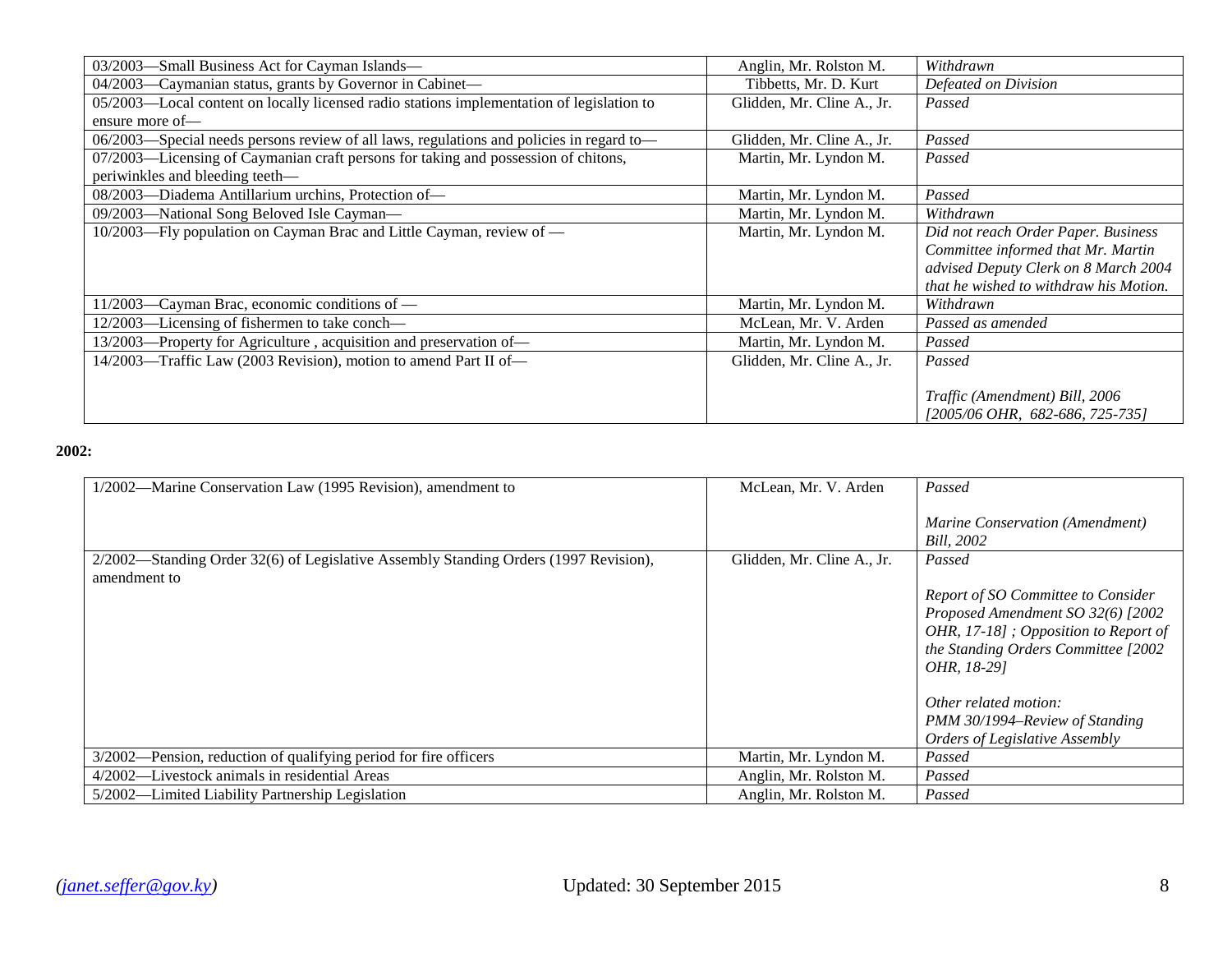| | | |
|---|---|---|
| 03/2003—Small Business Act for Cayman Islands— | Anglin, Mr. Rolston M. | *Withdrawn* |
| 04/2003—Caymanian status, grants by Governor in Cabinet— | Tibbetts, Mr. D. Kurt | *Defeated on Division* |
| 05/2003—Local content on locally licensed radio stations implementation of legislation to ensure more of— | Glidden, Mr. Cline A., Jr. | *Passed* |
| 06/2003—Special needs persons review of all laws, regulations and policies in regard to— | Glidden, Mr. Cline A., Jr. | *Passed* |
| 07/2003—Licensing of Caymanian craft persons for taking and possession of chitons, periwinkles and bleeding teeth— | Martin, Mr. Lyndon M. | *Passed* |
| 08/2003—Diadema Antillarium urchins, Protection of— | Martin, Mr. Lyndon M. | *Passed* |
| 09/2003—National Song Beloved Isle Cayman— | Martin, Mr. Lyndon M. | *Withdrawn* |
| 10/2003—Fly population on Cayman Brac and Little Cayman, review of — | Martin, Mr. Lyndon M. | *Did not reach Order Paper. Business Committee informed that Mr. Martin advised Deputy Clerk on 8 March 2004 that he wished to withdraw his Motion.* |
| 11/2003—Cayman Brac, economic conditions of — | Martin, Mr. Lyndon M. | *Withdrawn* |
| 12/2003—Licensing of fishermen to take conch— | McLean, Mr. V. Arden | *Passed as amended* |
| 13/2003—Property for Agriculture , acquisition and preservation of— | Martin, Mr. Lyndon M. | *Passed* |
| 14/2003—Traffic Law (2003 Revision), motion to amend Part II of— | Glidden, Mr. Cline A., Jr. | *Passed*<br><br>*Traffic (Amendment) Bill, 2006 [2005/06 OHR, 682-686, 725-735]* |

**2002:**

| | | |
|---|---|---|
| 1/2002—Marine Conservation Law (1995 Revision), amendment to | McLean, Mr. V. Arden | *Passed*<br><br>*Marine Conservation (Amendment) Bill, 2002* |
| 2/2002—Standing Order 32(6) of Legislative Assembly Standing Orders (1997 Revision), amendment to | Glidden, Mr. Cline A., Jr. | *Passed*<br><br>*Report of SO Committee to Consider Proposed Amendment SO 32(6) [2002 OHR, 17-18] ; Opposition to Report of the Standing Orders Committee [2002 OHR, 18-29]*<br><br>*Other related motion: PMM 30/1994–Review of Standing Orders of Legislative Assembly* |
| 3/2002—Pension, reduction of qualifying period for fire officers | Martin, Mr. Lyndon M. | *Passed* |
| 4/2002—Livestock animals in residential Areas | Anglin, Mr. Rolston M. | *Passed* |
| 5/2002—Limited Liability Partnership Legislation | Anglin, Mr. Rolston M. | *Passed* |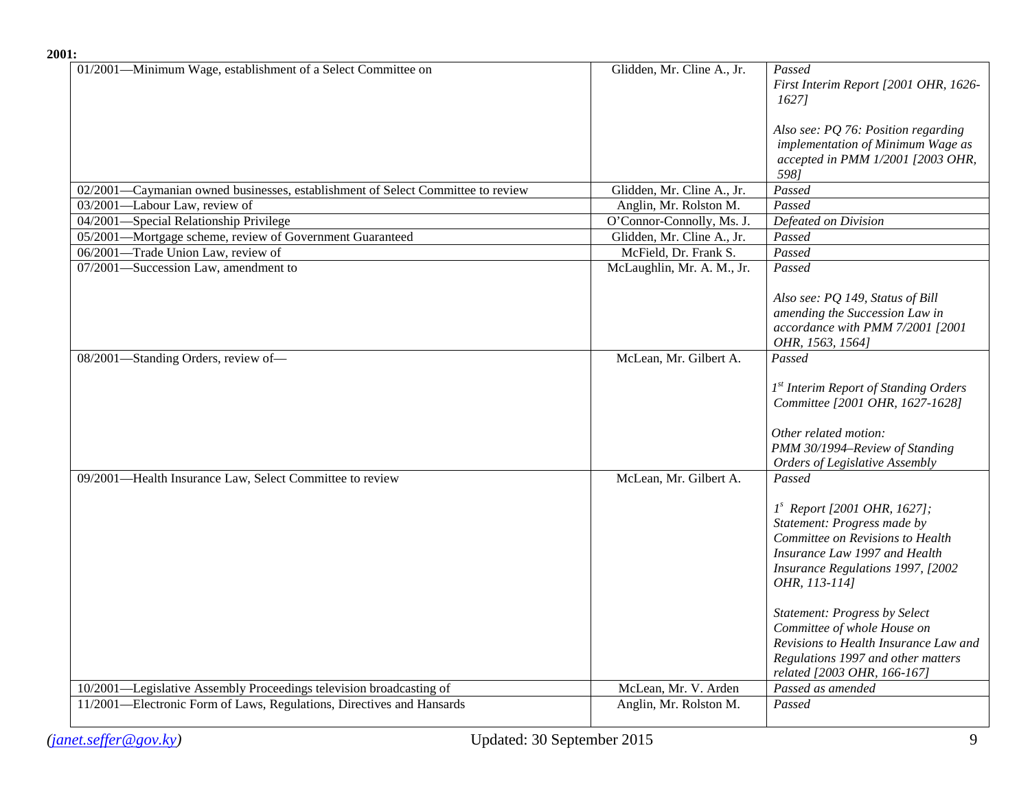**2001:**

| Motion | Mover | Result |
|---|---|---|
| 01/2001—Minimum Wage, establishment of a Select Committee on | Glidden, Mr. Cline A., Jr. | *Passed* *First Interim Report [2001 OHR, 1626-1627]* *Also see: PQ 76: Position regarding implementation of Minimum Wage as accepted in PMM 1/2001 [2003 OHR, 598]* |
| 02/2001—Caymanian owned businesses, establishment of Select Committee to review | Glidden, Mr. Cline A., Jr. | *Passed* |
| 03/2001—Labour Law, review of | Anglin, Mr. Rolston M. | *Passed* |
| 04/2001—Special Relationship Privilege | O'Connor-Connolly, Ms. J. | *Defeated on Division* |
| 05/2001—Mortgage scheme, review of Government Guaranteed | Glidden, Mr. Cline A., Jr. | *Passed* |
| 06/2001—Trade Union Law, review of | McField, Dr. Frank S. | *Passed* |
| 07/2001—Succession Law, amendment to | McLaughlin, Mr. A. M., Jr. | *Passed* *Also see: PQ 149, Status of Bill amending the Succession Law in accordance with PMM 7/2001 [2001 OHR, 1563, 1564]* |
| 08/2001—Standing Orders, review of— | McLean, Mr. Gilbert A. | *Passed* *1st Interim Report of Standing Orders Committee [2001 OHR, 1627-1628]* *Other related motion: PMM 30/1994–Review of Standing Orders of Legislative Assembly* |
| 09/2001—Health Insurance Law, Select Committee to review | McLean, Mr. Gilbert A. | *Passed* *1s Report [2001 OHR, 1627]; Statement: Progress made by Committee on Revisions to Health Insurance Law 1997 and Health Insurance Regulations 1997, [2002 OHR, 113-114]* *Statement: Progress by Select Committee of whole House on Revisions to Health Insurance Law and Regulations 1997 and other matters related [2003 OHR, 166-167]* |
| 10/2001—Legislative Assembly Proceedings television broadcasting of | McLean, Mr. V. Arden | *Passed as amended* |
| 11/2001—Electronic Form of Laws, Regulations, Directives and Hansards | Anglin, Mr. Rolston M. | *Passed* |

*(janet.seffer@gov.ky)* Updated: 30 September 2015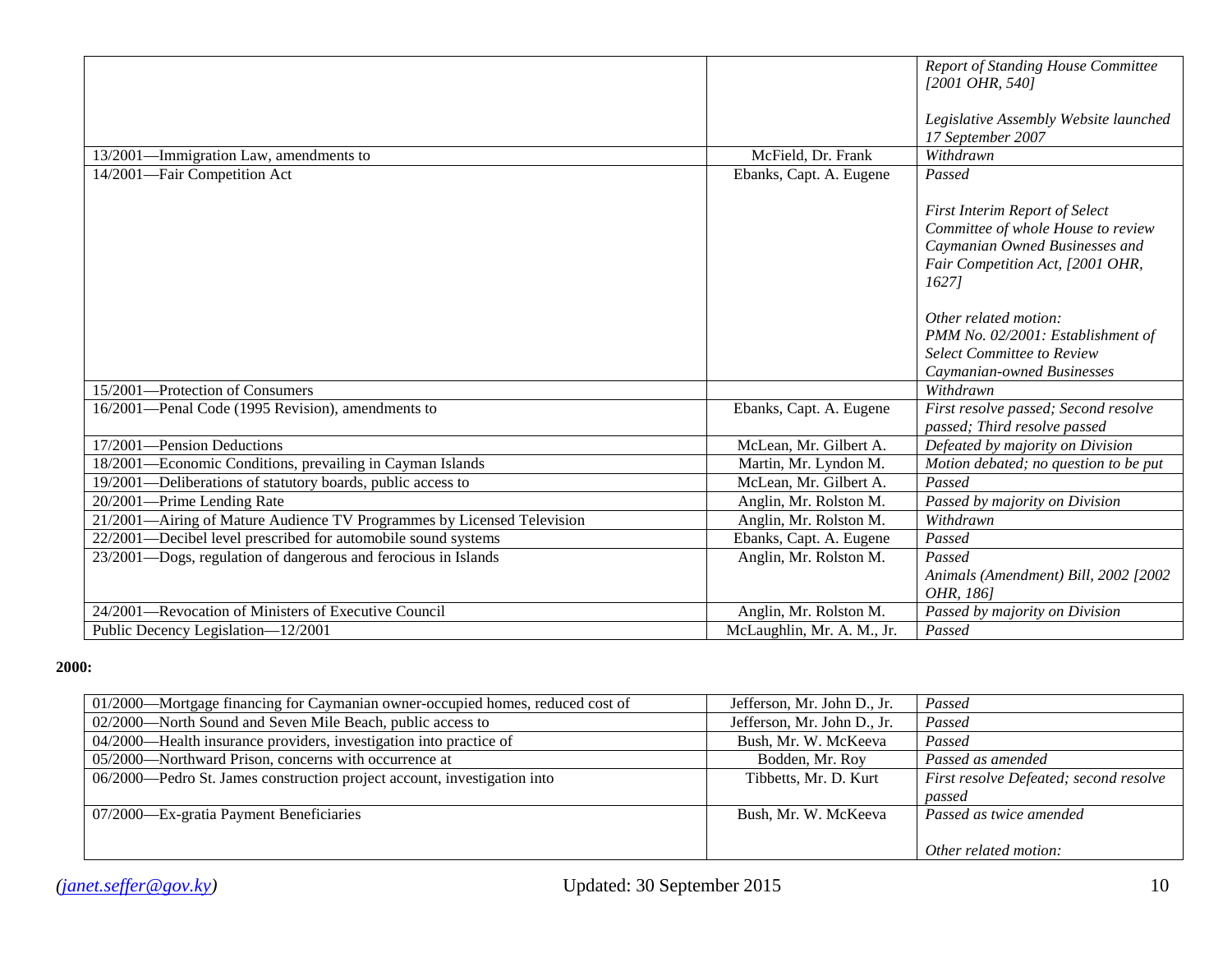| | | |
|---|---|---|
| | | *Report of Standing House Committee [2001 OHR, 540]*<br><br>*Legislative Assembly Website launched 17 September 2007* |
| 13/2001—Immigration Law, amendments to | McField, Dr. Frank | *Withdrawn* |
| 14/2001—Fair Competition Act | Ebanks, Capt. A. Eugene | *Passed*<br><br>*First Interim Report of Select Committee of whole House to review Caymanian Owned Businesses and Fair Competition Act, [2001 OHR, 1627]*<br><br>*Other related motion: PMM No. 02/2001: Establishment of Select Committee to Review Caymanian-owned Businesses* |
| 15/2001—Protection of Consumers | | *Withdrawn* |
| 16/2001—Penal Code (1995 Revision), amendments to | Ebanks, Capt. A. Eugene | *First resolve passed; Second resolve passed; Third resolve passed* |
| 17/2001—Pension Deductions | McLean, Mr. Gilbert A. | *Defeated by majority on Division* |
| 18/2001—Economic Conditions, prevailing in Cayman Islands | Martin, Mr. Lyndon M. | *Motion debated; no question to be put* |
| 19/2001—Deliberations of statutory boards, public access to | McLean, Mr. Gilbert A. | *Passed* |
| 20/2001—Prime Lending Rate | Anglin, Mr. Rolston M. | *Passed by majority on Division* |
| 21/2001—Airing of Mature Audience TV Programmes by Licensed Television | Anglin, Mr. Rolston M. | *Withdrawn* |
| 22/2001—Decibel level prescribed for automobile sound systems | Ebanks, Capt. A. Eugene | *Passed* |
| 23/2001—Dogs, regulation of dangerous and ferocious in Islands | Anglin, Mr. Rolston M. | *Passed*<br>*Animals (Amendment) Bill, 2002 [2002 OHR, 186]* |
| 24/2001—Revocation of Ministers of Executive Council | Anglin, Mr. Rolston M. | *Passed by majority on Division* |
| Public Decency Legislation—12/2001 | McLaughlin, Mr. A. M., Jr. | *Passed* |

**2000:**

| | | |
|---|---|---|
| 01/2000—Mortgage financing for Caymanian owner-occupied homes, reduced cost of | Jefferson, Mr. John D., Jr. | *Passed* |
| 02/2000—North Sound and Seven Mile Beach, public access to | Jefferson, Mr. John D., Jr. | *Passed* |
| 04/2000—Health insurance providers, investigation into practice of | Bush, Mr. W. McKeeva | *Passed* |
| 05/2000—Northward Prison, concerns with occurrence at | Bodden, Mr. Roy | *Passed as amended* |
| 06/2000—Pedro St. James construction project account, investigation into | Tibbetts, Mr. D. Kurt | *First resolve Defeated; second resolve passed* |
| 07/2000—Ex-gratia Payment Beneficiaries | Bush, Mr. W. McKeeva | *Passed as twice amended*<br><br>*Other related motion:* |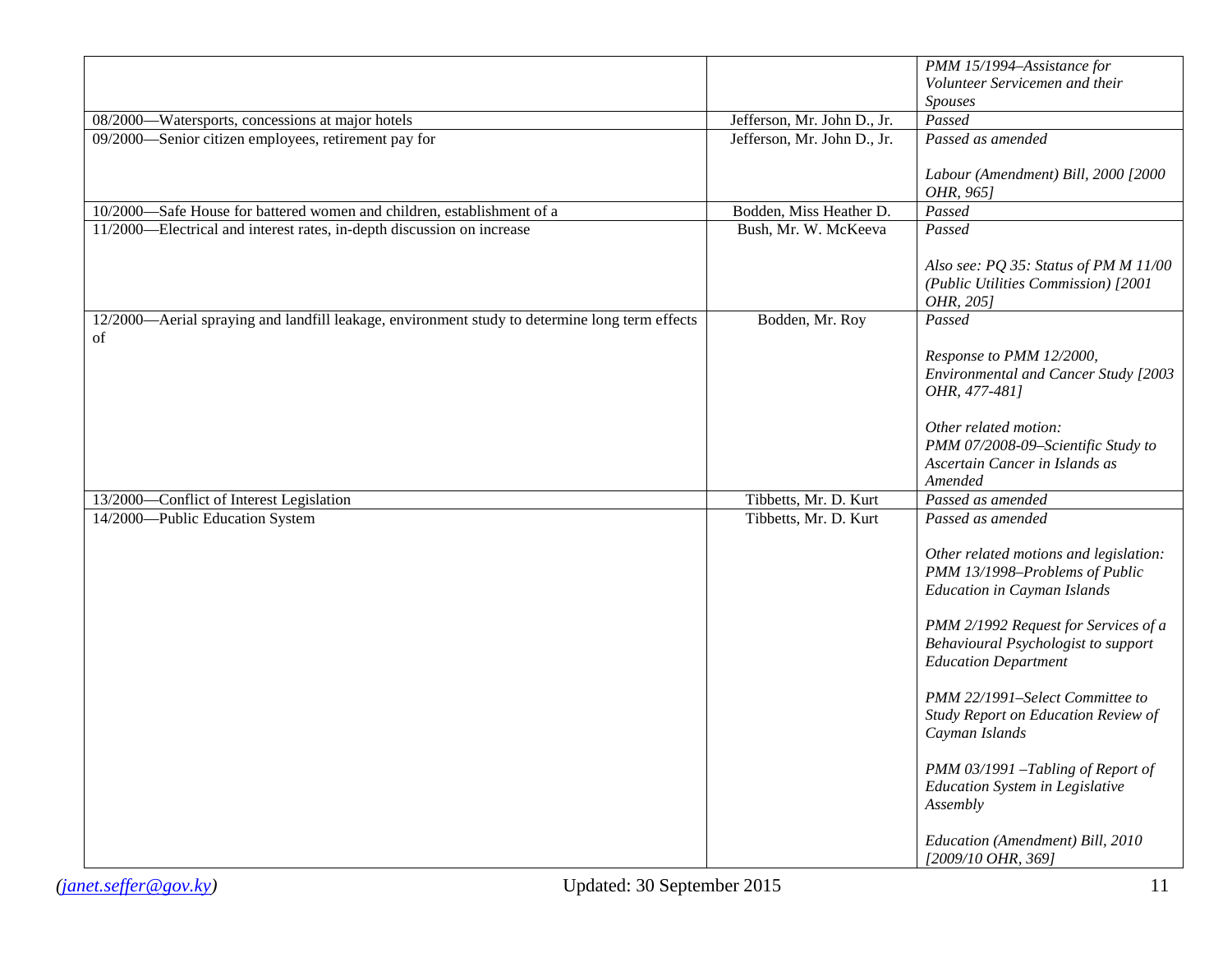| | | |
|---|---|---|
| | | *PMM 15/1994–Assistance for Volunteer Servicemen and their Spouses* |
| 08/2000—Watersports, concessions at major hotels | Jefferson, Mr. John D., Jr. | *Passed* |
| 09/2000—Senior citizen employees, retirement pay for | Jefferson, Mr. John D., Jr. | *Passed as amended*<br><br>*Labour (Amendment) Bill, 2000 [2000 OHR, 965]* |
| 10/2000—Safe House for battered women and children, establishment of a | Bodden, Miss Heather D. | *Passed* |
| 11/2000—Electrical and interest rates, in-depth discussion on increase | Bush, Mr. W. McKeeva | *Passed*<br><br>*Also see: PQ 35: Status of PM M 11/00 (Public Utilities Commission) [2001 OHR, 205]* |
| 12/2000—Aerial spraying and landfill leakage, environment study to determine long term effects of | Bodden, Mr. Roy | *Passed*<br><br>*Response to PMM 12/2000, Environmental and Cancer Study [2003 OHR, 477-481]*<br><br>*Other related motion:*<br>*PMM 07/2008-09–Scientific Study to Ascertain Cancer in Islands as Amended* |
| 13/2000—Conflict of Interest Legislation | Tibbetts, Mr. D. Kurt | *Passed as amended* |
| 14/2000—Public Education System | Tibbetts, Mr. D. Kurt | *Passed as amended*<br><br>*Other related motions and legislation:*<br>*PMM 13/1998–Problems of Public Education in Cayman Islands*<br><br>*PMM 2/1992 Request for Services of a Behavioural Psychologist to support Education Department*<br><br>*PMM 22/1991–Select Committee to Study Report on Education Review of Cayman Islands*<br><br>*PMM 03/1991 –Tabling of Report of Education System in Legislative Assembly*<br><br>*Education (Amendment) Bill, 2010 [2009/10 OHR, 369]* |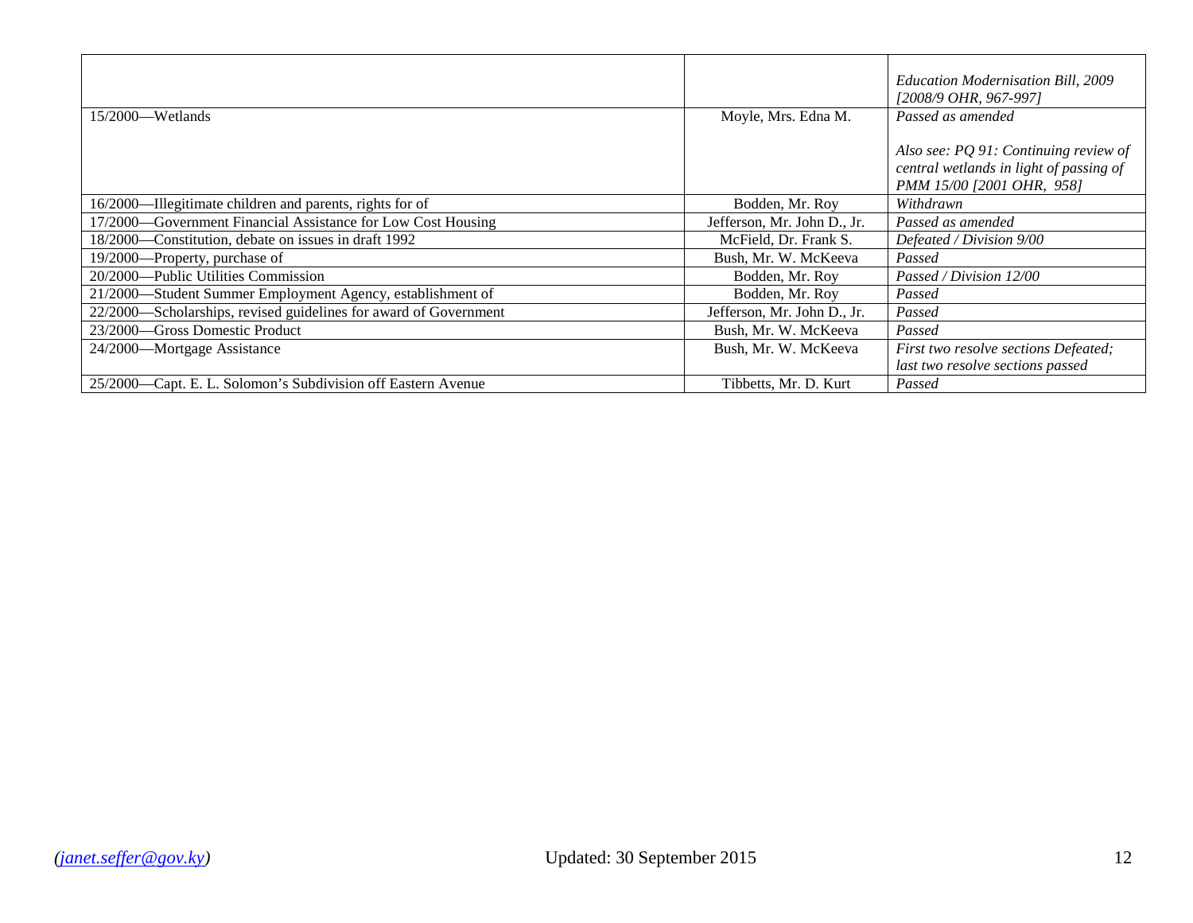| | | |
|---|---|---|
| | | *Education Modernisation Bill, 2009 [2008/9 OHR, 967-997]* |
| 15/2000—Wetlands | Moyle, Mrs. Edna M. | *Passed as amended*<br><br>*Also see: PQ 91: Continuing review of central wetlands in light of passing of PMM 15/00 [2001 OHR, 958]* |
| 16/2000—Illegitimate children and parents, rights for of | Bodden, Mr. Roy | *Withdrawn* |
| 17/2000—Government Financial Assistance for Low Cost Housing | Jefferson, Mr. John D., Jr. | *Passed as amended* |
| 18/2000—Constitution, debate on issues in draft 1992 | McField, Dr. Frank S. | *Defeated / Division 9/00* |
| 19/2000—Property, purchase of | Bush, Mr. W. McKeeva | *Passed* |
| 20/2000—Public Utilities Commission | Bodden, Mr. Roy | *Passed / Division 12/00* |
| 21/2000—Student Summer Employment Agency, establishment of | Bodden, Mr. Roy | *Passed* |
| 22/2000—Scholarships, revised guidelines for award of Government | Jefferson, Mr. John D., Jr. | *Passed* |
| 23/2000—Gross Domestic Product | Bush, Mr. W. McKeeva | *Passed* |
| 24/2000—Mortgage Assistance | Bush, Mr. W. McKeeva | *First two resolve sections Defeated; last two resolve sections passed* |
| 25/2000—Capt. E. L. Solomon's Subdivision off Eastern Avenue | Tibbetts, Mr. D. Kurt | *Passed* |